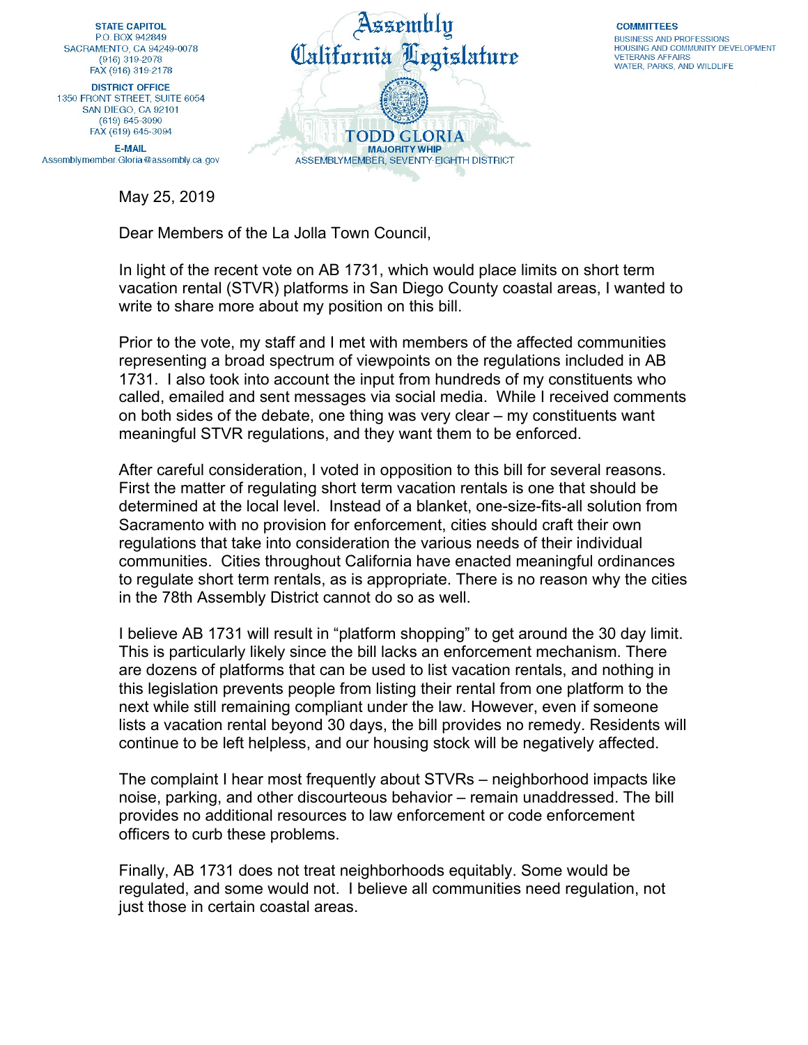**STATE CAPITOL**
P.O. BOX 942849
SACRAMENTO, CA 94249-0078
(916) 319-2078
FAX (916) 319-2178

**DISTRICT OFFICE**
1350 FRONT STREET, SUITE 6054
SAN DIEGO, CA 92101
(619) 645-3090
FAX (619) 645-3094

**E-MAIL**
Assemblymember.Gloria@assembly.ca.gov

# Assembly California Legislature

**TODD GLORIA**
**MAJORITY WHIP**
ASSEMBLYMEMBER, SEVENTY-EIGHTH DISTRICT

**COMMITTEES**
BUSINESS AND PROFESSIONS
HOUSING AND COMMUNITY DEVELOPMENT
VETERANS AFFAIRS
WATER, PARKS, AND WILDLIFE

May 25, 2019

Dear Members of the La Jolla Town Council,

In light of the recent vote on AB 1731, which would place limits on short term vacation rental (STVR) platforms in San Diego County coastal areas, I wanted to write to share more about my position on this bill.

Prior to the vote, my staff and I met with members of the affected communities representing a broad spectrum of viewpoints on the regulations included in AB 1731. I also took into account the input from hundreds of my constituents who called, emailed and sent messages via social media. While I received comments on both sides of the debate, one thing was very clear – my constituents want meaningful STVR regulations, and they want them to be enforced.

After careful consideration, I voted in opposition to this bill for several reasons. First the matter of regulating short term vacation rentals is one that should be determined at the local level. Instead of a blanket, one-size-fits-all solution from Sacramento with no provision for enforcement, cities should craft their own regulations that take into consideration the various needs of their individual communities. Cities throughout California have enacted meaningful ordinances to regulate short term rentals, as is appropriate. There is no reason why the cities in the 78th Assembly District cannot do so as well.

I believe AB 1731 will result in "platform shopping" to get around the 30 day limit. This is particularly likely since the bill lacks an enforcement mechanism. There are dozens of platforms that can be used to list vacation rentals, and nothing in this legislation prevents people from listing their rental from one platform to the next while still remaining compliant under the law. However, even if someone lists a vacation rental beyond 30 days, the bill provides no remedy. Residents will continue to be left helpless, and our housing stock will be negatively affected.

The complaint I hear most frequently about STVRs – neighborhood impacts like noise, parking, and other discourteous behavior – remain unaddressed. The bill provides no additional resources to law enforcement or code enforcement officers to curb these problems.

Finally, AB 1731 does not treat neighborhoods equitably. Some would be regulated, and some would not. I believe all communities need regulation, not just those in certain coastal areas.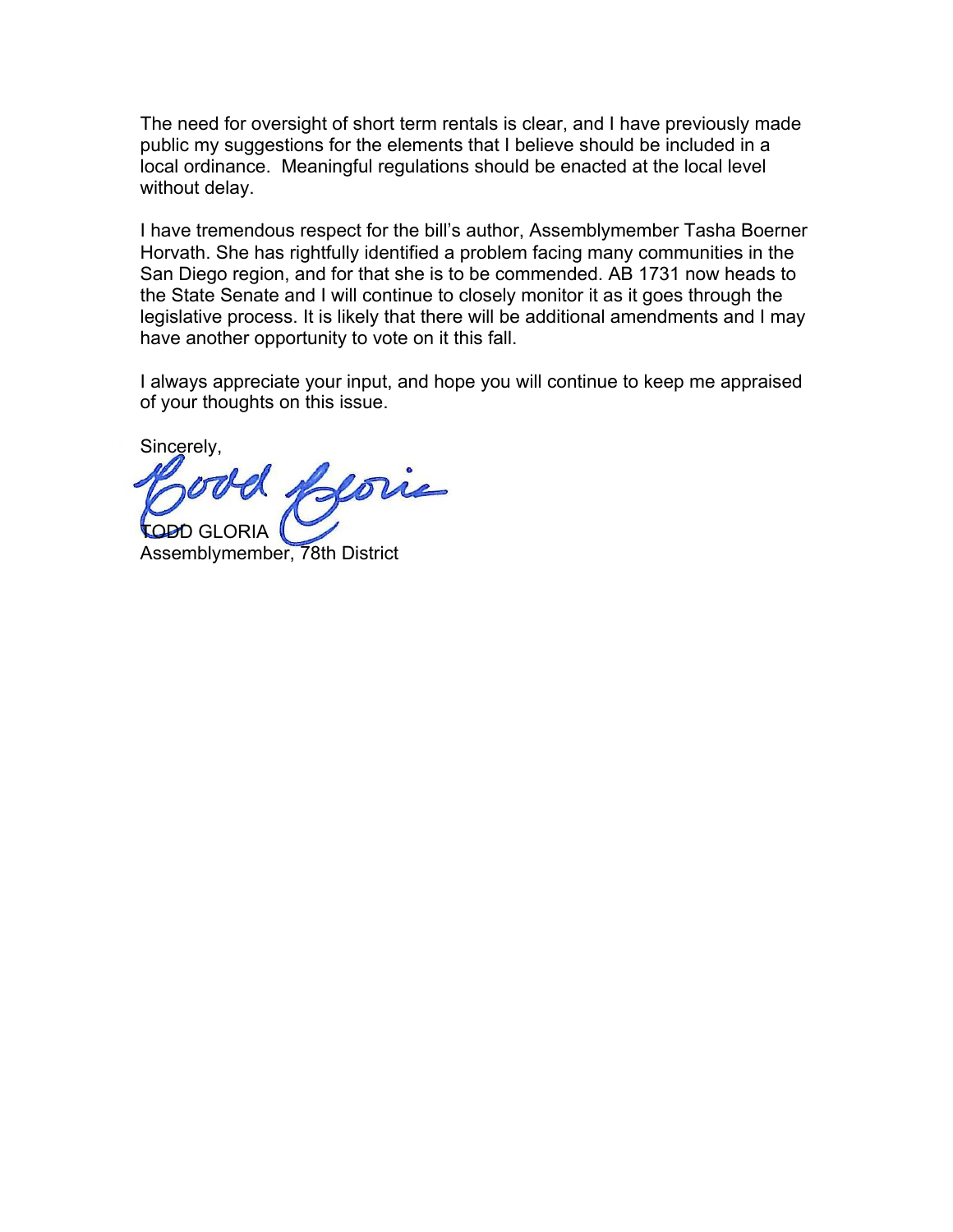The need for oversight of short term rentals is clear, and I have previously made public my suggestions for the elements that I believe should be included in a local ordinance. Meaningful regulations should be enacted at the local level without delay.

I have tremendous respect for the bill's author, Assemblymember Tasha Boerner Horvath. She has rightfully identified a problem facing many communities in the San Diego region, and for that she is to be commended. AB 1731 now heads to the State Senate and I will continue to closely monitor it as it goes through the legislative process. It is likely that there will be additional amendments and I may have another opportunity to vote on it this fall.

I always appreciate your input, and hope you will continue to keep me appraised of your thoughts on this issue.

Sincerely,

TODD GLORIA
Assemblymember, 78th District